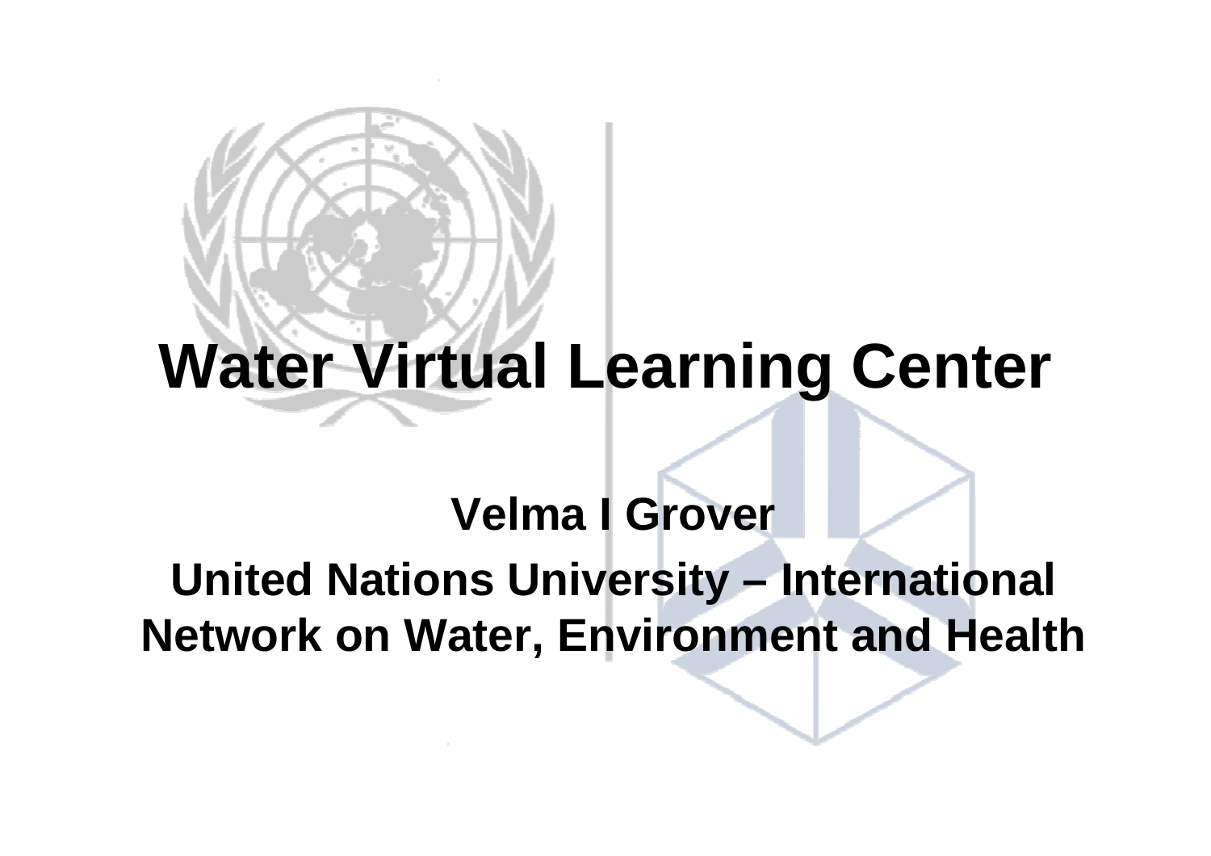# Water Virtual Learning Center

**Velma I Grover**

**United Nations University – International Network on Water, Environment and Health**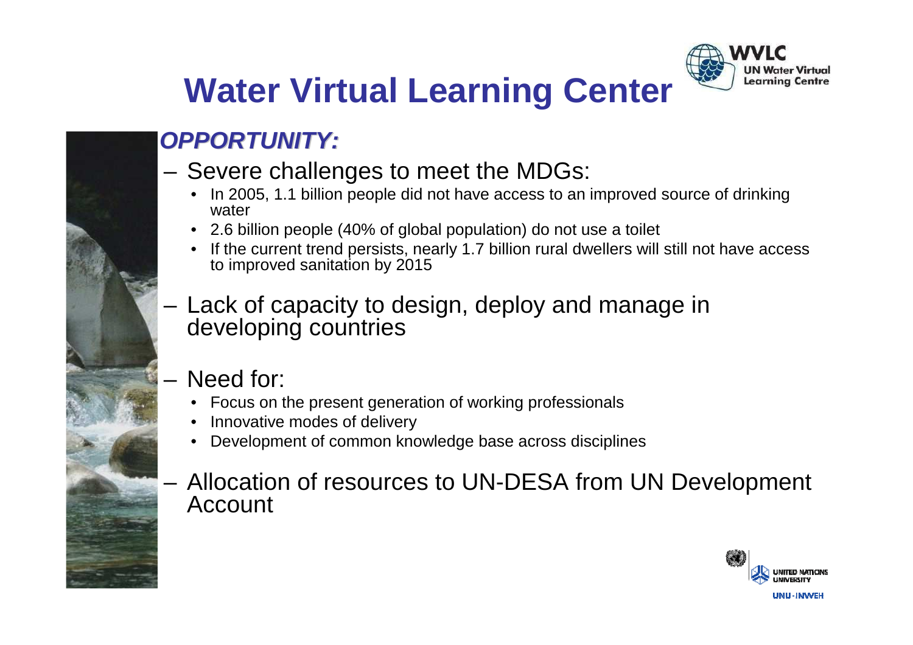# Water Virtual Learning Center

WVLC
UN Water Virtual Learning Centre

***OPPORTUNITY:***

- Severe challenges to meet the MDGs:
  - In 2005, 1.1 billion people did not have access to an improved source of drinking water
  - 2.6 billion people (40% of global population) do not use a toilet
  - If the current trend persists, nearly 1.7 billion rural dwellers will still not have access to improved sanitation by 2015
- Lack of capacity to design, deploy and manage in developing countries
- Need for:
  - Focus on the present generation of working professionals
  - Innovative modes of delivery
  - Development of common knowledge base across disciplines
- Allocation of resources to UN-DESA from UN Development Account

UNITED NATIONS UNIVERSITY
UNU-INWEH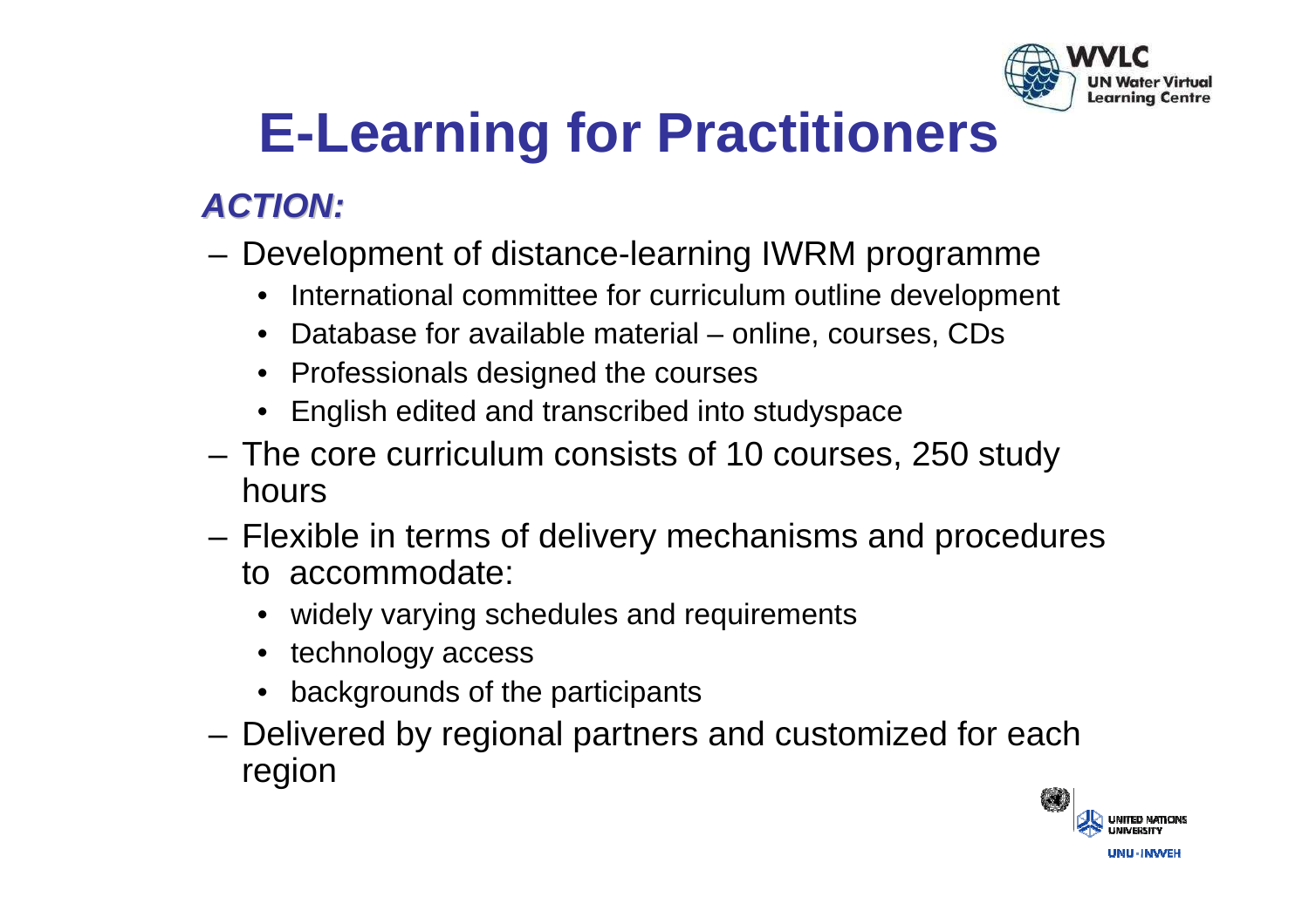# E-Learning for Practitioners

***ACTION:***

- Development of distance-learning IWRM programme
  - International committee for curriculum outline development
  - Database for available material – online, courses, CDs
  - Professionals designed the courses
  - English edited and transcribed into studyspace
- The core curriculum consists of 10 courses, 250 study hours
- Flexible in terms of delivery mechanisms and procedures to accommodate:
  - widely varying schedules and requirements
  - technology access
  - backgrounds of the participants
- Delivered by regional partners and customized for each region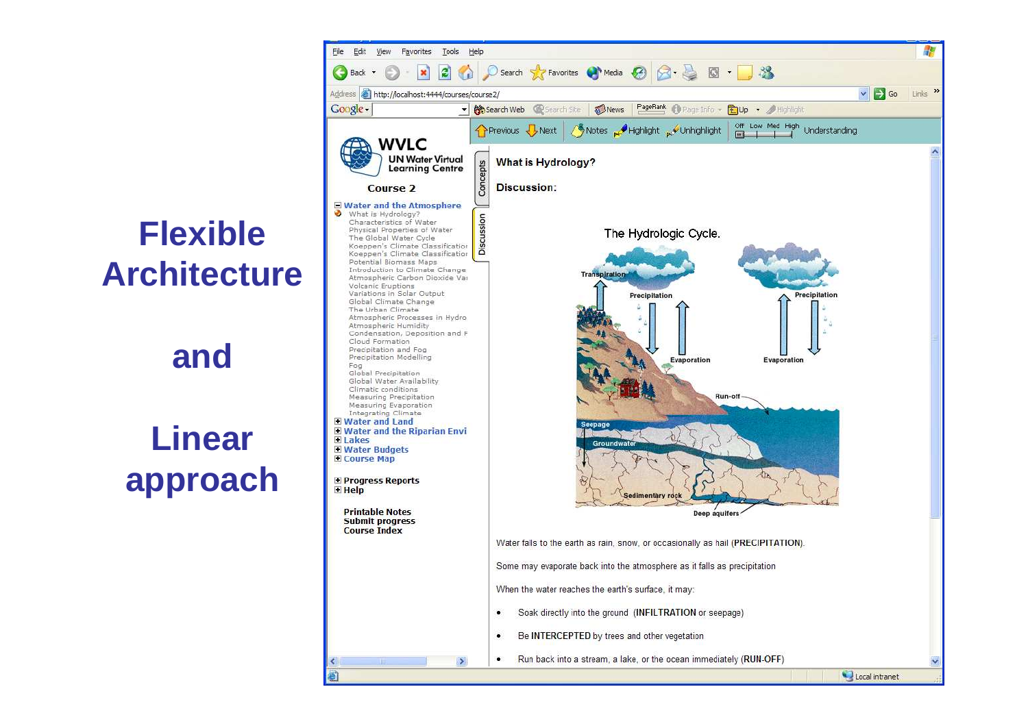# Flexible Architecture

# and

# Linear approach

**WVLC**
UN Water Virtual Learning Centre

**Course 2**

- Water and the Atmosphere
  - What is Hydrology?
  - Characteristics of Water
  - Physical Properties of Water
  - The Global Water Cycle
  - Koeppen's Climate Classification
  - Koeppen's Climate Classification
  - Potential Biomass Maps
  - Introduction to Climate Change
  - Atmospheric Carbon Dioxide Var
  - Volcanic Eruptions
  - Variations in Solar Output
  - Global Climate Change
  - The Urban Climate
  - Atmospheric Processes in Hydro
  - Atmospheric Humidity
  - Condensation, Deposition and F
  - Cloud Formation
  - Precipitation and Fog
  - Precipitation Modelling
  - Fog
  - Global Precipitation
  - Global Water Availablity
  - Climatic conditions
  - Measuring Precipitation
  - Measuring Evaporation
  - Integrating Climate
- Water and Land
- Water and the Riparian Envi
- Lakes
- Water Budgets
- Course Map

- Progress Reports
- Help

**Printable Notes**
**Submit progress**
**Course Index**

**What is Hydrology?**

**Discussion:**

The Hydrologic Cycle.

Transpiration
Precipitation
Evaporation
Precipitation
Evaporation
Run-off
Seepage
Groundwater
Sedimentary rock
Deep aquifers

Water falls to the earth as rain, snow, or occasionally as hail (PRECIPITATION).

Some may evaporate back into the atmosphere as it falls as precipitation

When the water reaches the earth's surface, it may:

- Soak directly into the ground (INFILTRATION or seepage)
- Be INTERCEPTED by trees and other vegetation
- Run back into a stream, a lake, or the ocean immediately (RUN-OFF)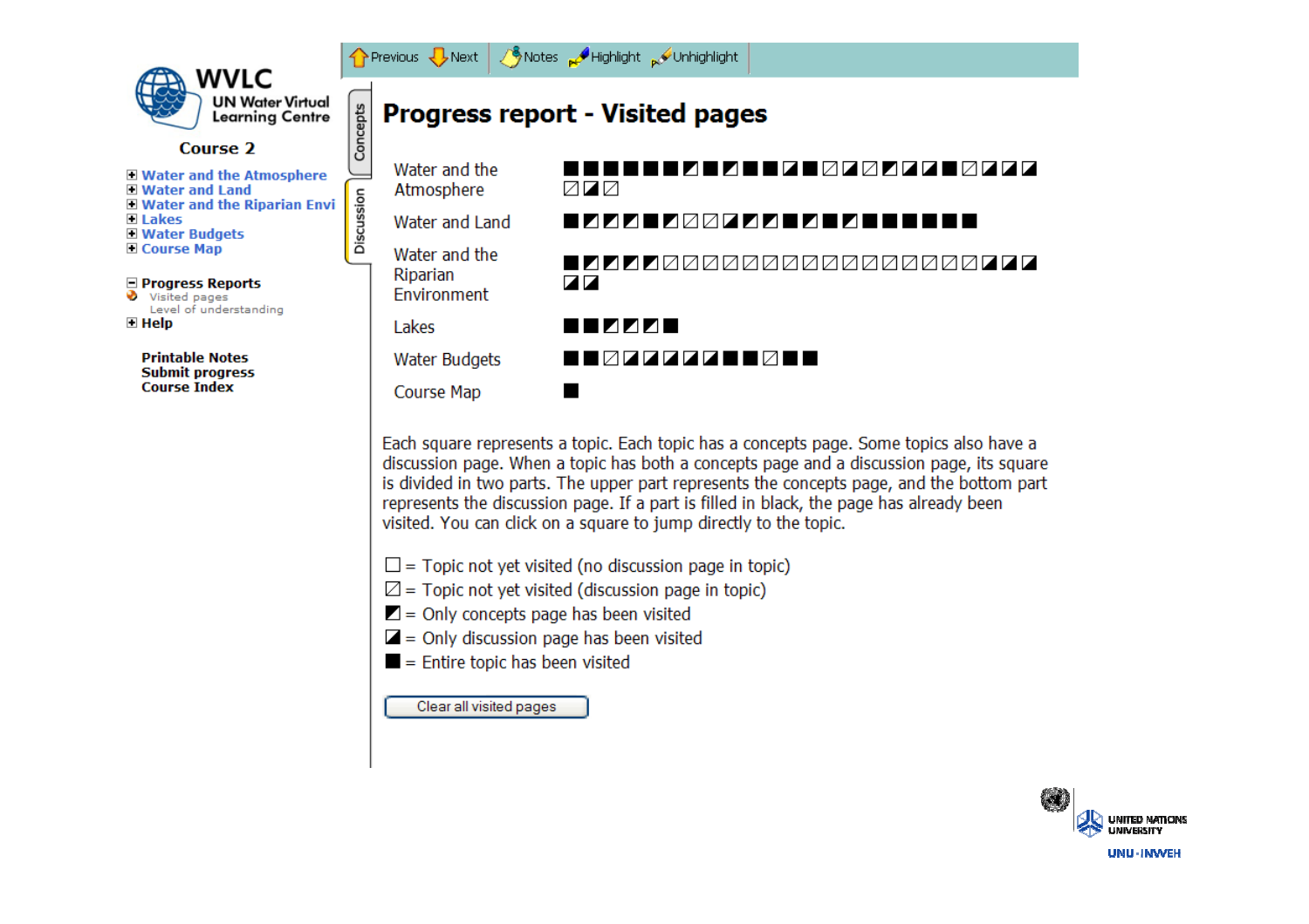WVLC
UN Water Virtual Learning Centre

Course 2

- Water and the Atmosphere
- Water and Land
- Water and the Riparian Envi
- Lakes
- Water Budgets
- Course Map

- Progress Reports
  - Visited pages
  - Level of understanding
- Help

**Printable Notes**
**Submit progress**
**Course Index**

Previous Next Notes Highlight Unhighlight

Concepts Discussion

# Progress report - Visited pages

Water and the Atmosphere

Water and Land

Water and the Riparian Environment

Lakes

Water Budgets

Course Map

Each square represents a topic. Each topic has a concepts page. Some topics also have a discussion page. When a topic has both a concepts page and a discussion page, its square is divided in two parts. The upper part represents the concepts page, and the bottom part represents the discussion page. If a part is filled in black, the page has already been visited. You can click on a square to jump directly to the topic.

- = Topic not yet visited (no discussion page in topic)
- = Topic not yet visited (discussion page in topic)
- = Only concepts page has been visited
- = Only discussion page has been visited
- = Entire topic has been visited

Clear all visited pages

UNITED NATIONS UNIVERSITY
UNU-INWEH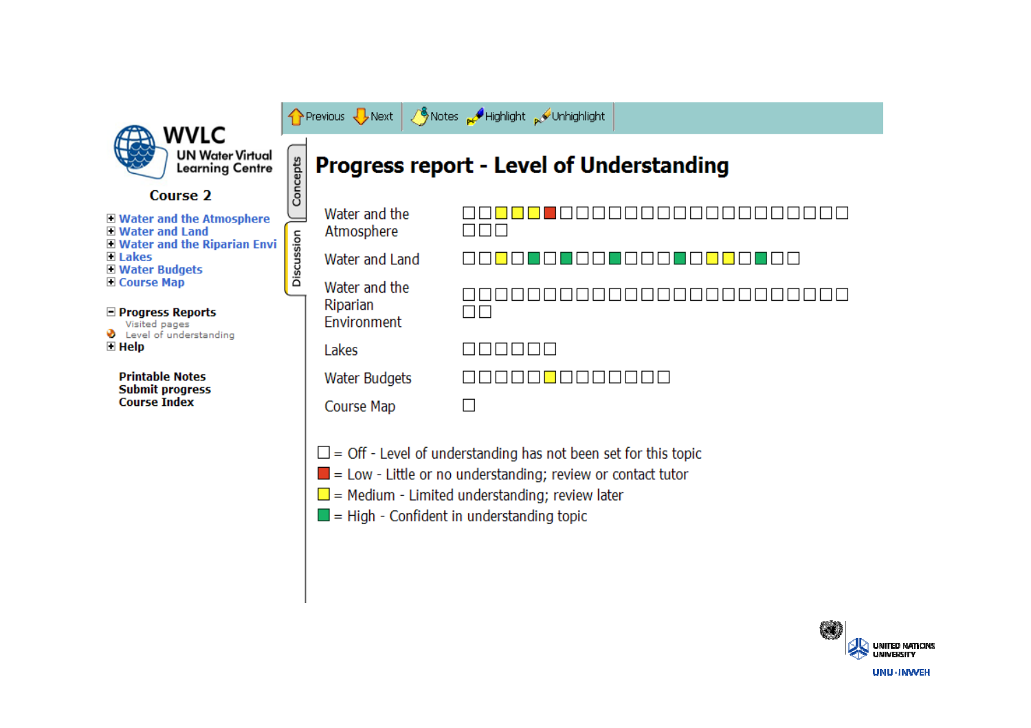Previous Next Notes Highlight Unhighlight

**WVLC**
UN Water Virtual Learning Centre

**Course 2**

- Water and the Atmosphere
- Water and Land
- Water and the Riparian Envi
- Lakes
- Water Budgets
- Course Map

**Progress Reports**
Visited pages
Level of understanding

**Help**

**Printable Notes**
**Submit progress**
**Course Index**

Concepts | Discussion

# Progress report - Level of Understanding

Water and the Atmosphere

Water and Land

Water and the Riparian Environment

Lakes

Water Budgets

Course Map

☐ = Off - Level of understanding has not been set for this topic
■ (red) = Low - Little or no understanding; review or contact tutor
■ (yellow) = Medium - Limited understanding; review later
■ (green) = High - Confident in understanding topic

UNITED NATIONS UNIVERSITY
UNU-INWEH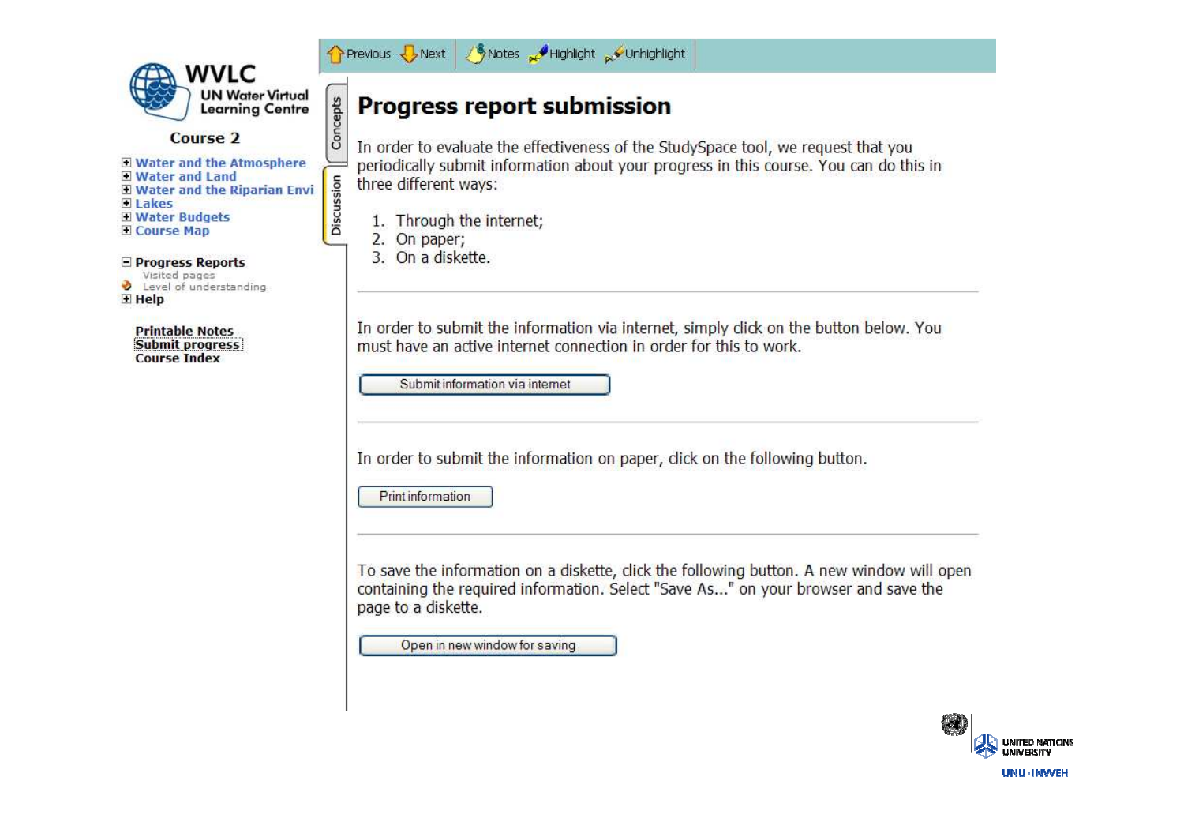Previous Next Notes Highlight Unhighlight

**WVLC**
**UN Water Virtual Learning Centre**

**Course 2**

- Water and the Atmosphere
- Water and Land
- Water and the Riparian Envi
- Lakes
- Water Budgets
- Course Map

**Progress Reports**
- Visited pages
- Level of understanding

**Help**

**Printable Notes**
**Submit progress**
**Course Index**

Concepts | Discussion

# Progress report submission

In order to evaluate the effectiveness of the StudySpace tool, we request that you periodically submit information about your progress in this course. You can do this in three different ways:

1. Through the internet;
2. On paper;
3. On a diskette.

---

In order to submit the information via internet, simply click on the button below. You must have an active internet connection in order for this to work.

[Submit information via internet]

---

In order to submit the information on paper, click on the following button.

[Print information]

---

To save the information on a diskette, click the following button. A new window will open containing the required information. Select "Save As..." on your browser and save the page to a diskette.

[Open in new window for saving]

UNITED NATIONS UNIVERSITY
UNU-INWEH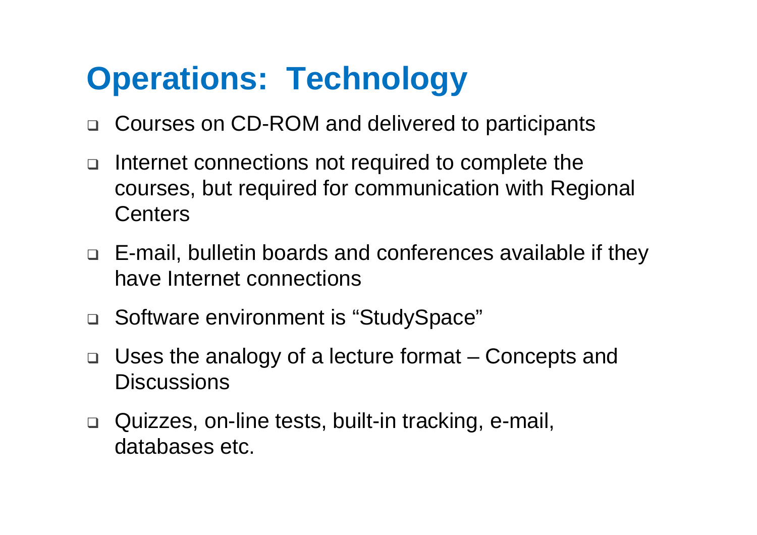# Operations: Technology

- Courses on CD-ROM and delivered to participants
- Internet connections not required to complete the courses, but required for communication with Regional Centers
- E-mail, bulletin boards and conferences available if they have Internet connections
- Software environment is "StudySpace"
- Uses the analogy of a lecture format – Concepts and Discussions
- Quizzes, on-line tests, built-in tracking, e-mail, databases etc.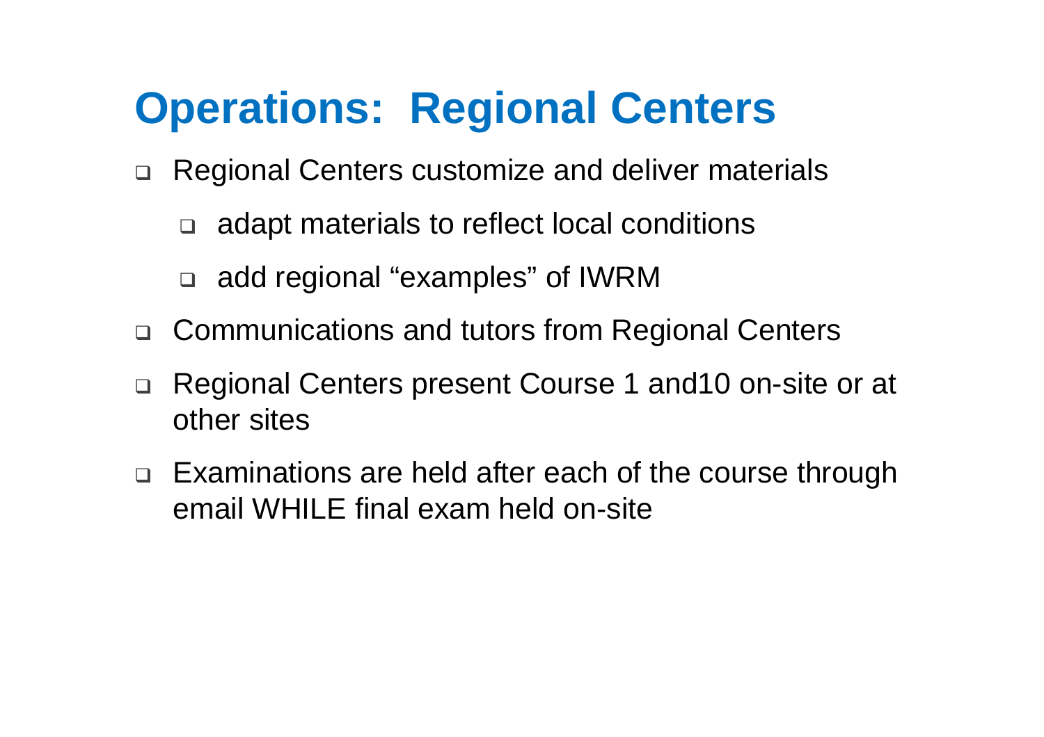# Operations: Regional Centers

- Regional Centers customize and deliver materials
  - adapt materials to reflect local conditions
  - add regional "examples" of IWRM
- Communications and tutors from Regional Centers
- Regional Centers present Course 1 and10 on-site or at other sites
- Examinations are held after each of the course through email WHILE final exam held on-site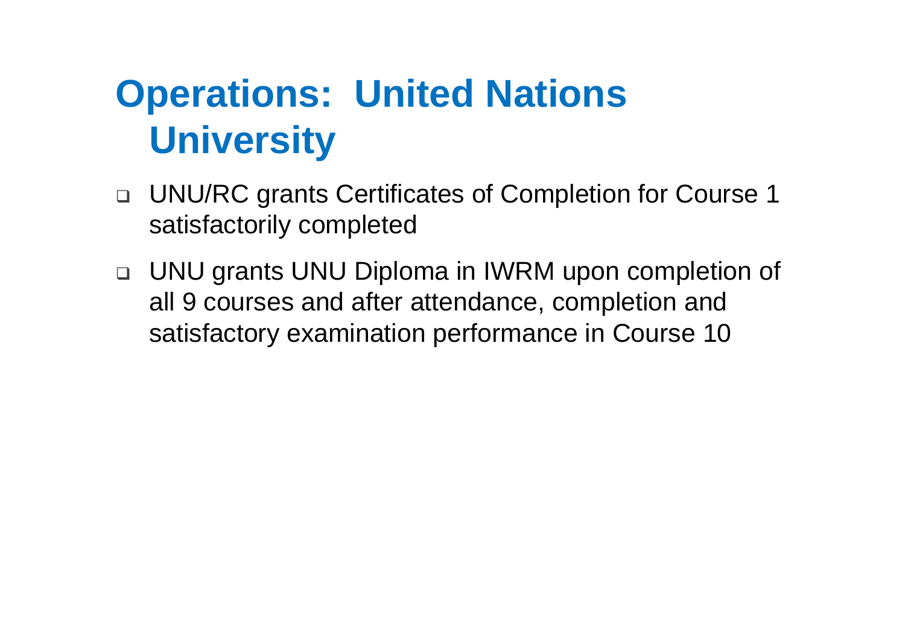# Operations: United Nations University

- UNU/RC grants Certificates of Completion for Course 1 satisfactorily completed
- UNU grants UNU Diploma in IWRM upon completion of all 9 courses and after attendance, completion and satisfactory examination performance in Course 10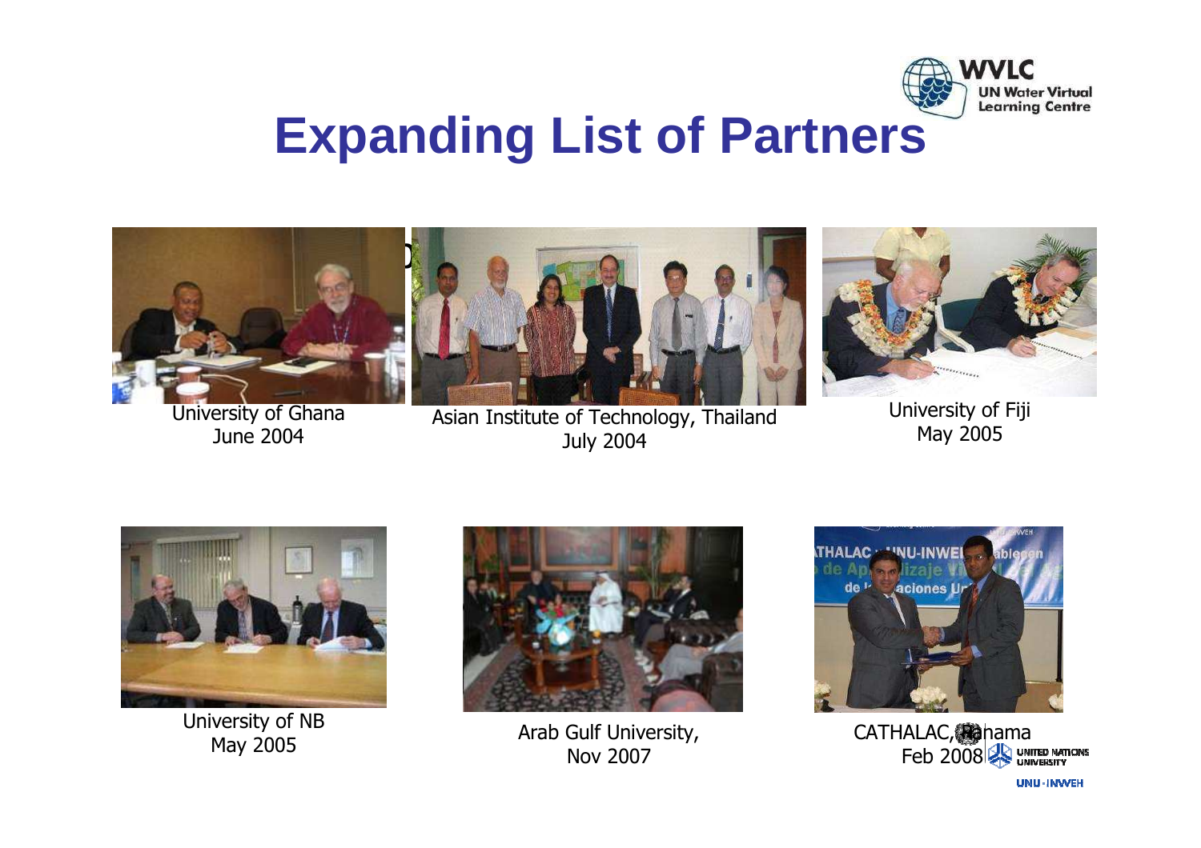# Expanding List of Partners

University of Ghana
June 2004

Asian Institute of Technology, Thailand
July 2004

University of Fiji
May 2005

University of NB
May 2005

Arab Gulf University,
Nov 2007

CATHALAC, Panama
Feb 2008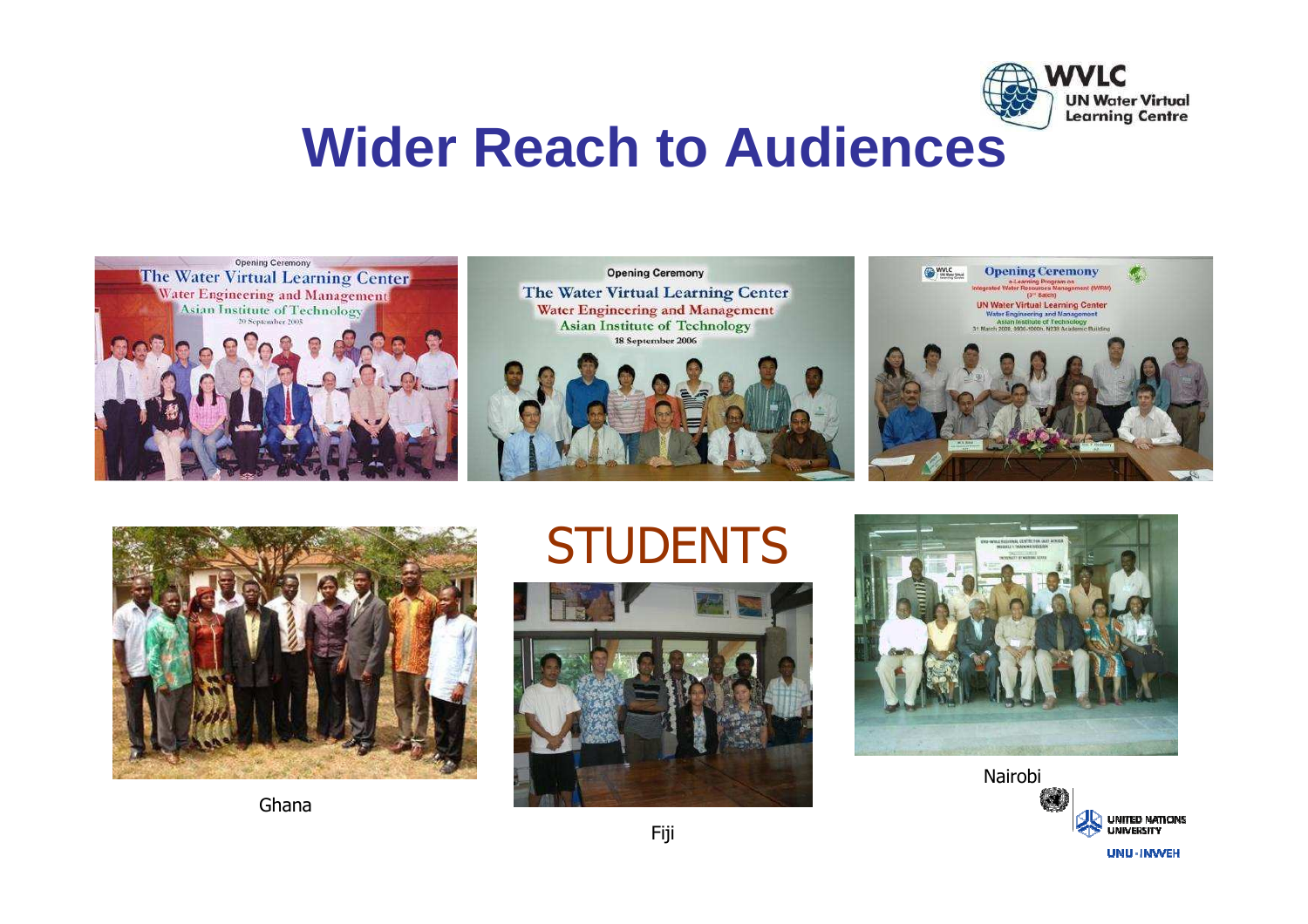# Wider Reach to Audiences

STUDENTS

Ghana

Fiji

Nairobi